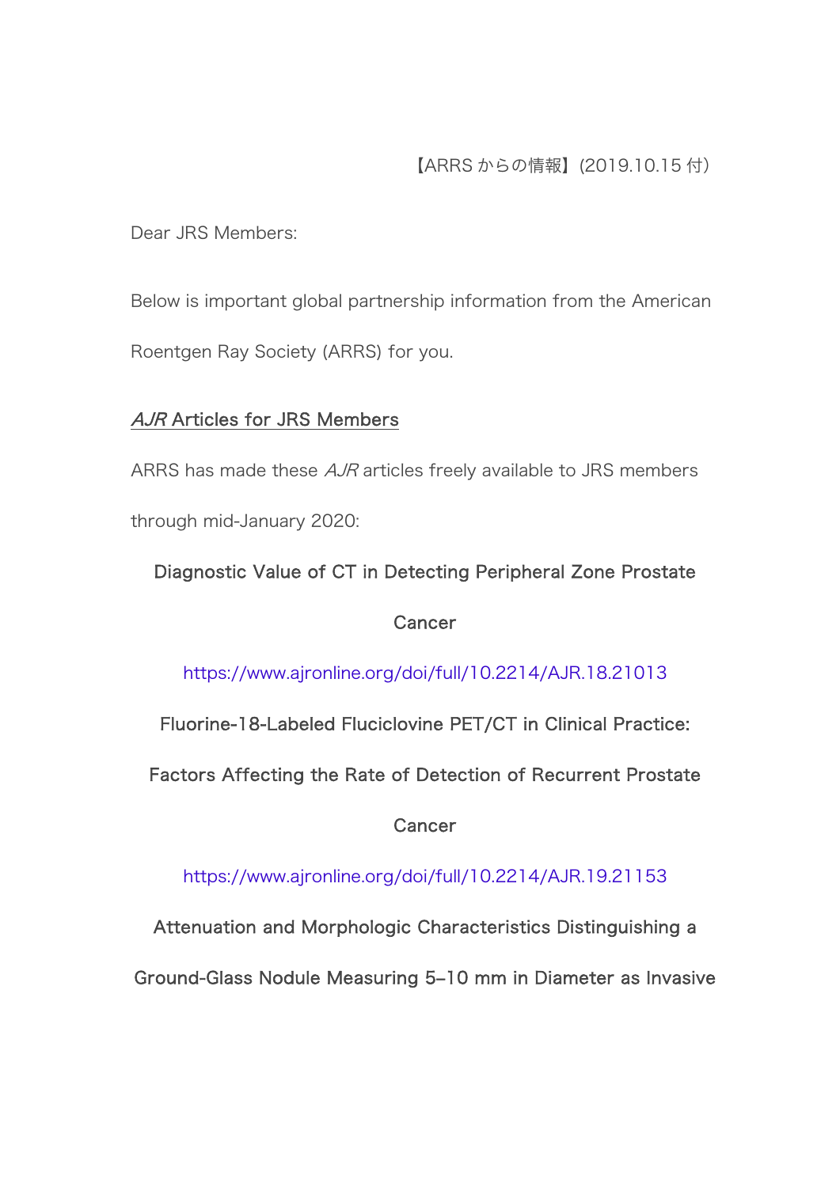【ARRS からの情報】(2019.10.15 付)

Dear JRS Members:

Below is important global partnership information from the American Roentgen Ray Society (ARRS) for you.

## *AJR* Articles for JRS Members

ARRS has made these *AJR* articles freely available to JRS members through mid-January 2020:

**Diagnostic Value of CT in Detecting Peripheral Zone Prostate Cancer**

https://www.ajronline.org/doi/full/10.2214/AJR.18.21013

**Fluorine-18-Labeled Fluciclovine PET/CT in Clinical Practice: Factors Affecting the Rate of Detection of Recurrent Prostate Cancer**

https://www.ajronline.org/doi/full/10.2214/AJR.19.21153

**Attenuation and Morphologic Characteristics Distinguishing a Ground-Glass Nodule Measuring 5–10 mm in Diameter as Invasive**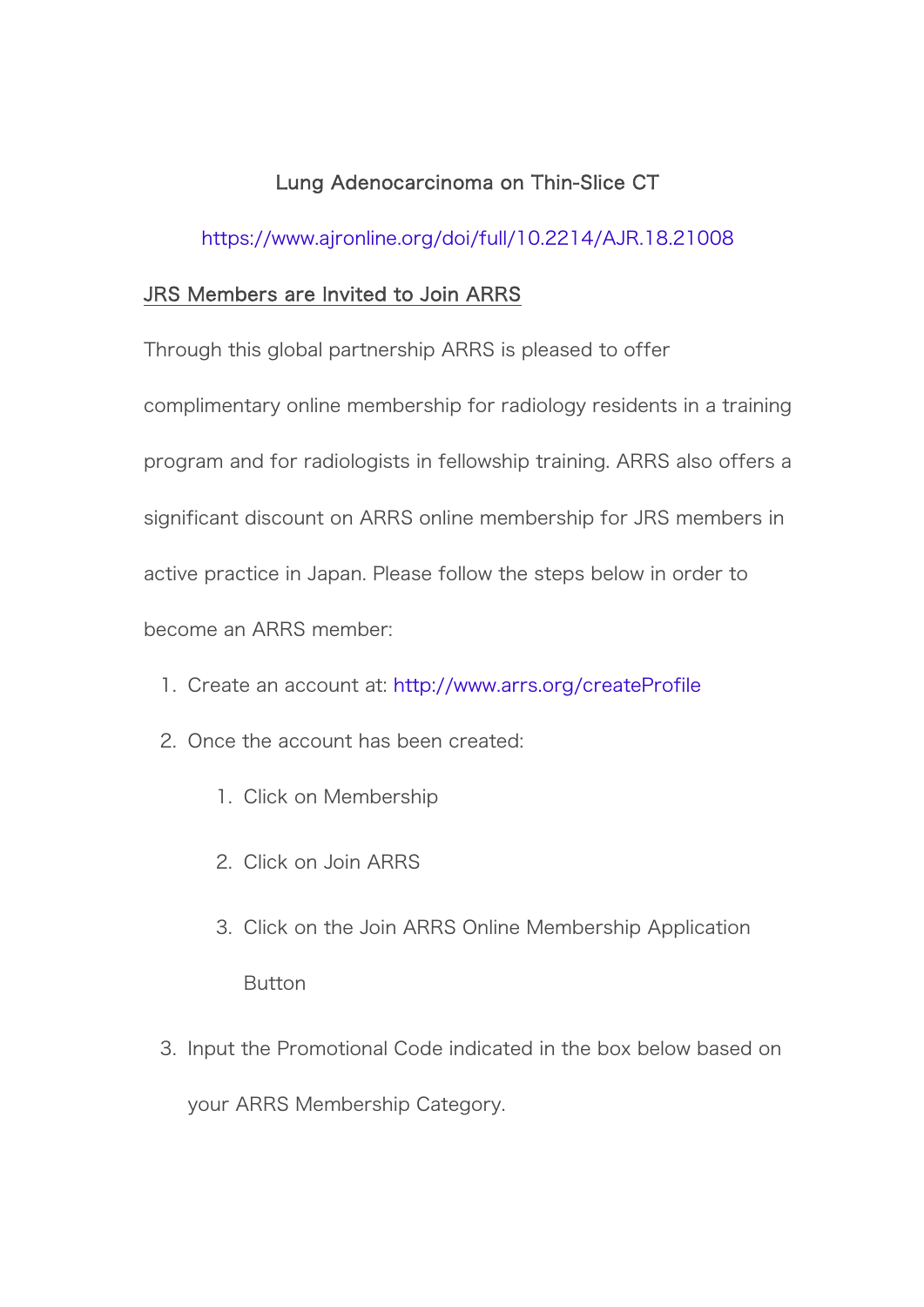Lung Adenocarcinoma on Thin-Slice CT

https://www.ajronline.org/doi/full/10.2214/AJR.18.21008

JRS Members are Invited to Join ARRS

Through this global partnership ARRS is pleased to offer complimentary online membership for radiology residents in a training program and for radiologists in fellowship training. ARRS also offers a significant discount on ARRS online membership for JRS members in active practice in Japan. Please follow the steps below in order to become an ARRS member:

1. Create an account at: http://www.arrs.org/createProfile
2. Once the account has been created:
   1. Click on Membership
   2. Click on Join ARRS
   3. Click on the Join ARRS Online Membership Application Button
3. Input the Promotional Code indicated in the box below based on your ARRS Membership Category.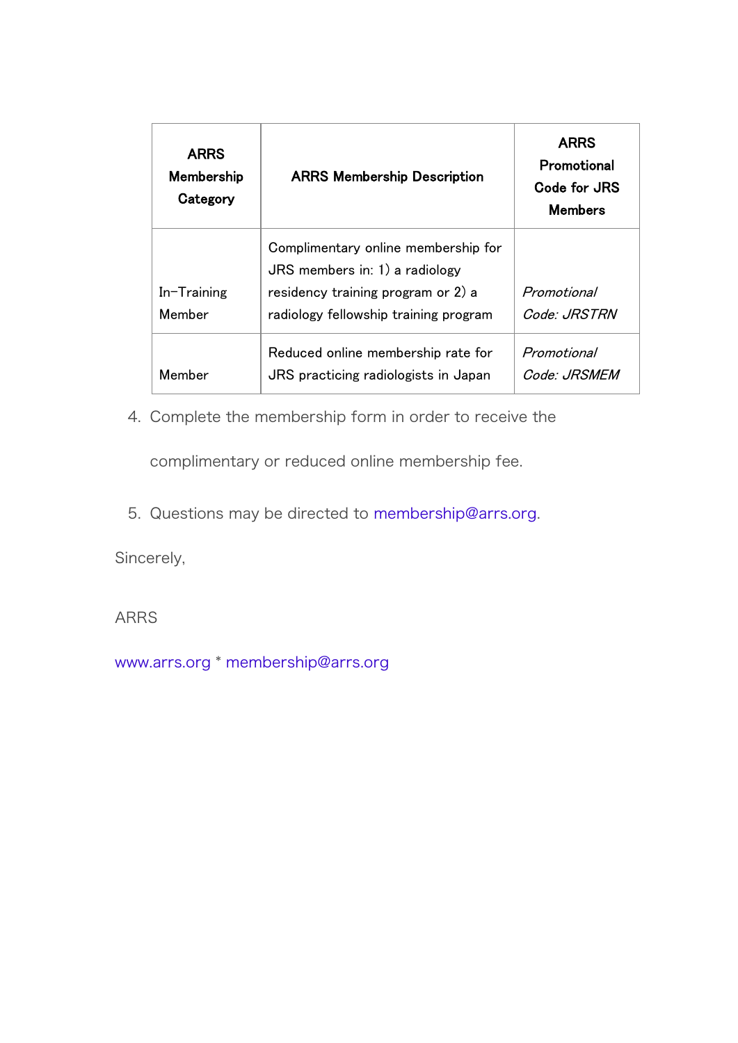| **ARRS Membership Category** | **ARRS Membership Description** | **ARRS Promotional Code for JRS Members** |
|---|---|---|
| In-Training Member | Complimentary online membership for JRS members in: 1) a radiology residency training program or 2) a radiology fellowship training program | *Promotional Code: JRSTRN* |
| Member | Reduced online membership rate for JRS practicing radiologists in Japan | *Promotional Code: JRSMEM* |

4. Complete the membership form in order to receive the complimentary or reduced online membership fee.
5. Questions may be directed to membership@arrs.org.

Sincerely,

ARRS

www.arrs.org * membership@arrs.org